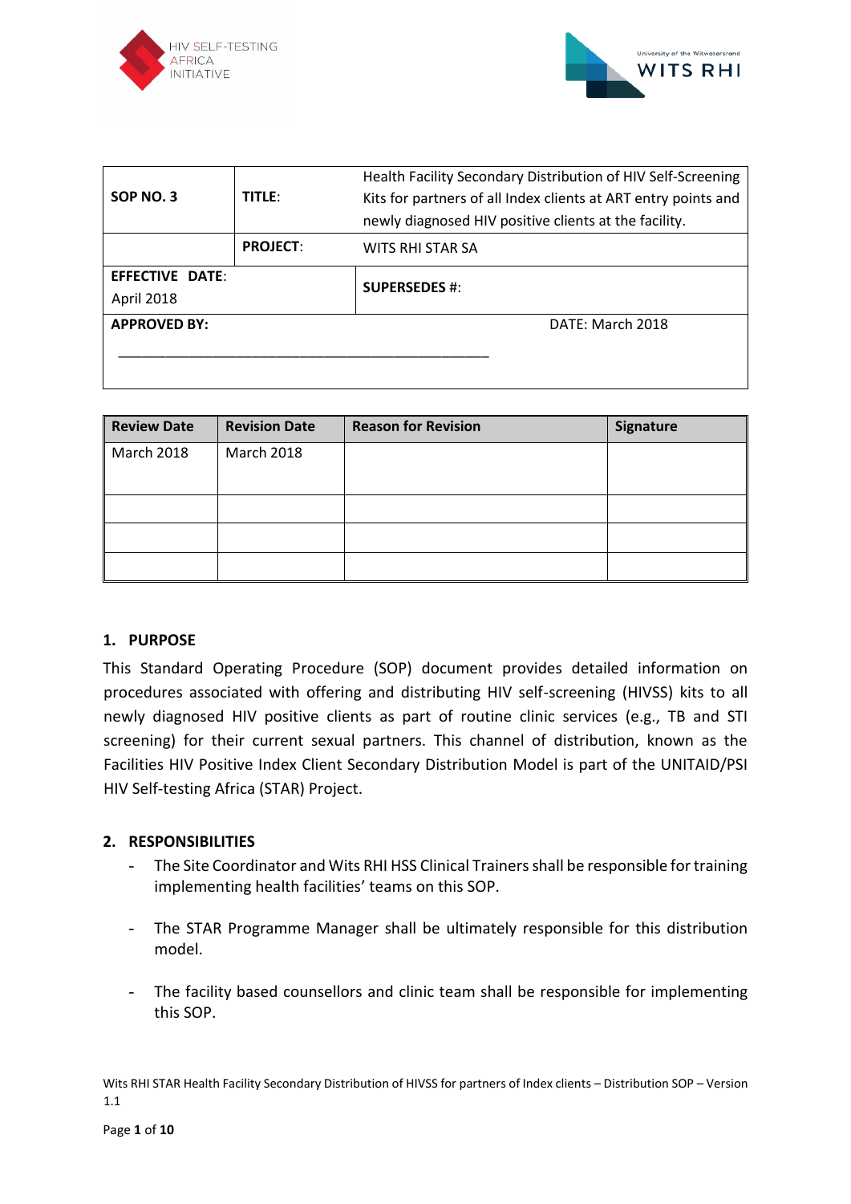| SOP NO. 3 | TITLE: | Health Facility Secondary Distribution of HIV Self-Screening Kits for partners of all Index clients at ART entry points and newly diagnosed HIV positive clients at the facility. |
|---|---|---|
| | PROJECT: | WITS RHI STAR SA |
| EFFECTIVE DATE: April 2018 | | SUPERSEDES #: |
| APPROVED BY: ______________________________________________ | | DATE: March 2018 |

| Review Date | Revision Date | Reason for Revision | Signature |
|---|---|---|---|
| March 2018 | March 2018 | | |
| | | | |
| | | | |
| | | | |

## 1. PURPOSE

This Standard Operating Procedure (SOP) document provides detailed information on procedures associated with offering and distributing HIV self-screening (HIVSS) kits to all newly diagnosed HIV positive clients as part of routine clinic services (e.g., TB and STI screening) for their current sexual partners. This channel of distribution, known as the Facilities HIV Positive Index Client Secondary Distribution Model is part of the UNITAID/PSI HIV Self-testing Africa (STAR) Project.

## 2. RESPONSIBILITIES

- The Site Coordinator and Wits RHI HSS Clinical Trainers shall be responsible for training implementing health facilities' teams on this SOP.
- The STAR Programme Manager shall be ultimately responsible for this distribution model.
- The facility based counsellors and clinic team shall be responsible for implementing this SOP.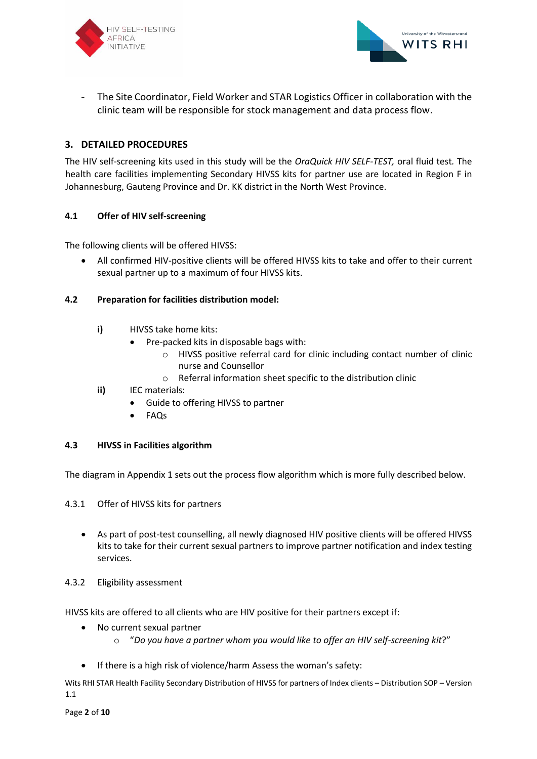- The Site Coordinator, Field Worker and STAR Logistics Officer in collaboration with the clinic team will be responsible for stock management and data process flow.

## 3. DETAILED PROCEDURES

The HIV self-screening kits used in this study will be the *OraQuick HIV SELF-TEST,* oral fluid test. The health care facilities implementing Secondary HIVSS kits for partner use are located in Region F in Johannesburg, Gauteng Province and Dr. KK district in the North West Province.

### 4.1 Offer of HIV self-screening

The following clients will be offered HIVSS:

- All confirmed HIV-positive clients will be offered HIVSS kits to take and offer to their current sexual partner up to a maximum of four HIVSS kits.

### 4.2 Preparation for facilities distribution model:

**i)** HIVSS take home kits:

- Pre-packed kits in disposable bags with:
  - HIVSS positive referral card for clinic including contact number of clinic nurse and Counsellor
  - Referral information sheet specific to the distribution clinic

**ii)** IEC materials:

- Guide to offering HIVSS to partner
- FAQs

### 4.3 HIVSS in Facilities algorithm

The diagram in Appendix 1 sets out the process flow algorithm which is more fully described below.

4.3.1 Offer of HIVSS kits for partners

- As part of post-test counselling, all newly diagnosed HIV positive clients will be offered HIVSS kits to take for their current sexual partners to improve partner notification and index testing services.

4.3.2 Eligibility assessment

HIVSS kits are offered to all clients who are HIV positive for their partners except if:

- No current sexual partner
  - "*Do you have a partner whom you would like to offer an HIV self-screening kit*?"
- If there is a high risk of violence/harm Assess the woman's safety: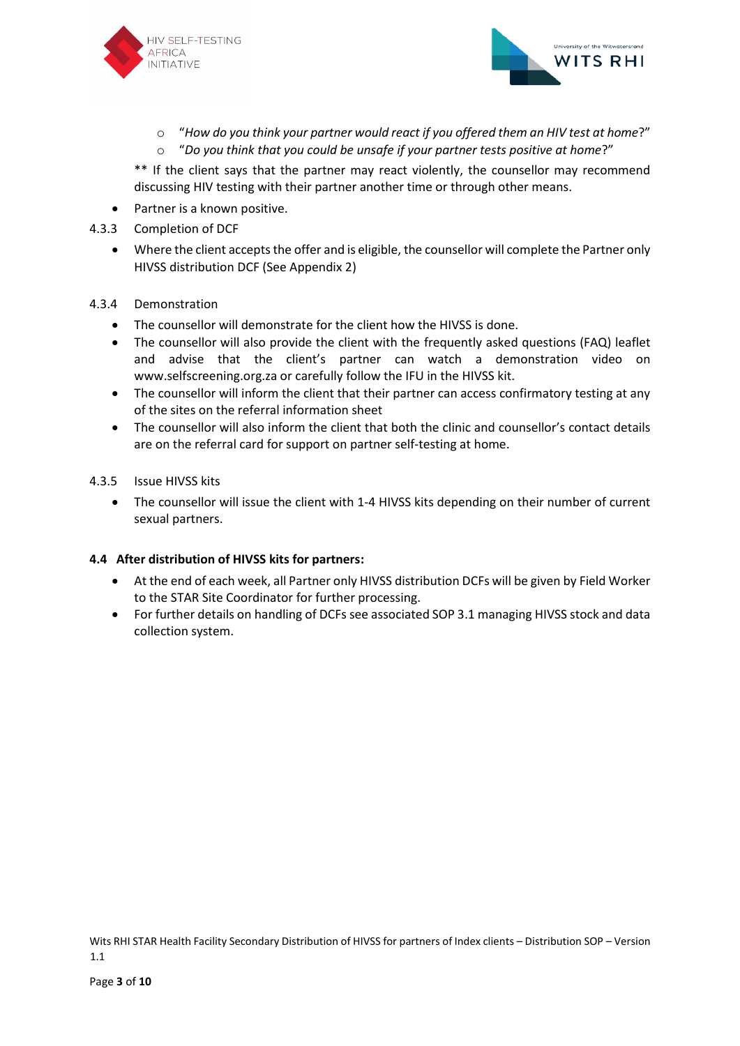- "*How do you think your partner would react if you offered them an HIV test at home*?"
  - "*Do you think that you could be unsafe if your partner tests positive at home*?"

  ** If the client says that the partner may react violently, the counsellor may recommend discussing HIV testing with their partner another time or through other means.

- Partner is a known positive.

4.3.3 Completion of DCF

- Where the client accepts the offer and is eligible, the counsellor will complete the Partner only HIVSS distribution DCF (See Appendix 2)

4.3.4 Demonstration

- The counsellor will demonstrate for the client how the HIVSS is done.
- The counsellor will also provide the client with the frequently asked questions (FAQ) leaflet and advise that the client's partner can watch a demonstration video on www.selfscreening.org.za or carefully follow the IFU in the HIVSS kit.
- The counsellor will inform the client that their partner can access confirmatory testing at any of the sites on the referral information sheet
- The counsellor will also inform the client that both the clinic and counsellor's contact details are on the referral card for support on partner self-testing at home.

4.3.5 Issue HIVSS kits

- The counsellor will issue the client with 1-4 HIVSS kits depending on their number of current sexual partners.

**4.4 After distribution of HIVSS kits for partners:**

- At the end of each week, all Partner only HIVSS distribution DCFs will be given by Field Worker to the STAR Site Coordinator for further processing.
- For further details on handling of DCFs see associated SOP 3.1 managing HIVSS stock and data collection system.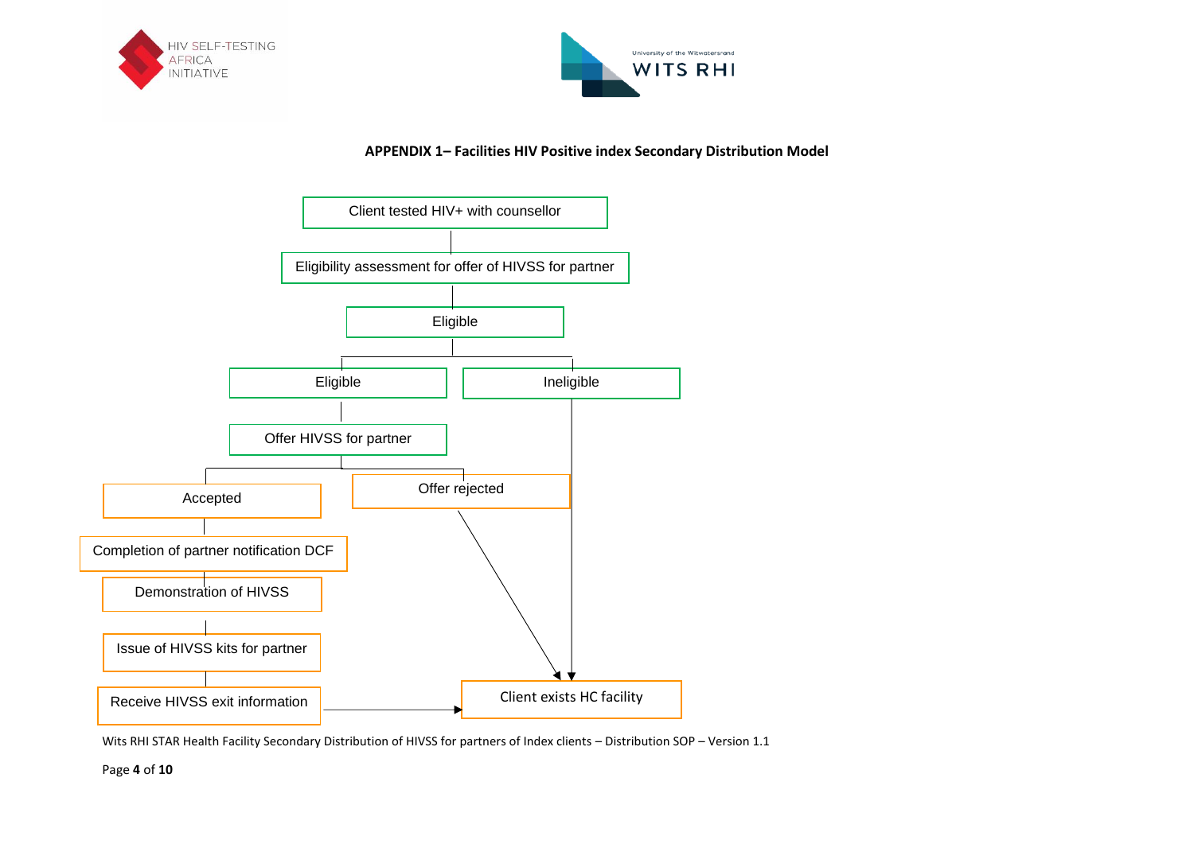**APPENDIX 1– Facilities HIV Positive index Secondary Distribution Model**

Client tested HIV+ with counsellor

Eligibility assessment for offer of HIVSS for partner

Eligible

Eligible

Ineligible

Offer HIVSS for partner

Accepted

Offer rejected

Completion of partner notification DCF

Demonstration of HIVSS

Issue of HIVSS kits for partner

Receive HIVSS exit information

Client exists HC facility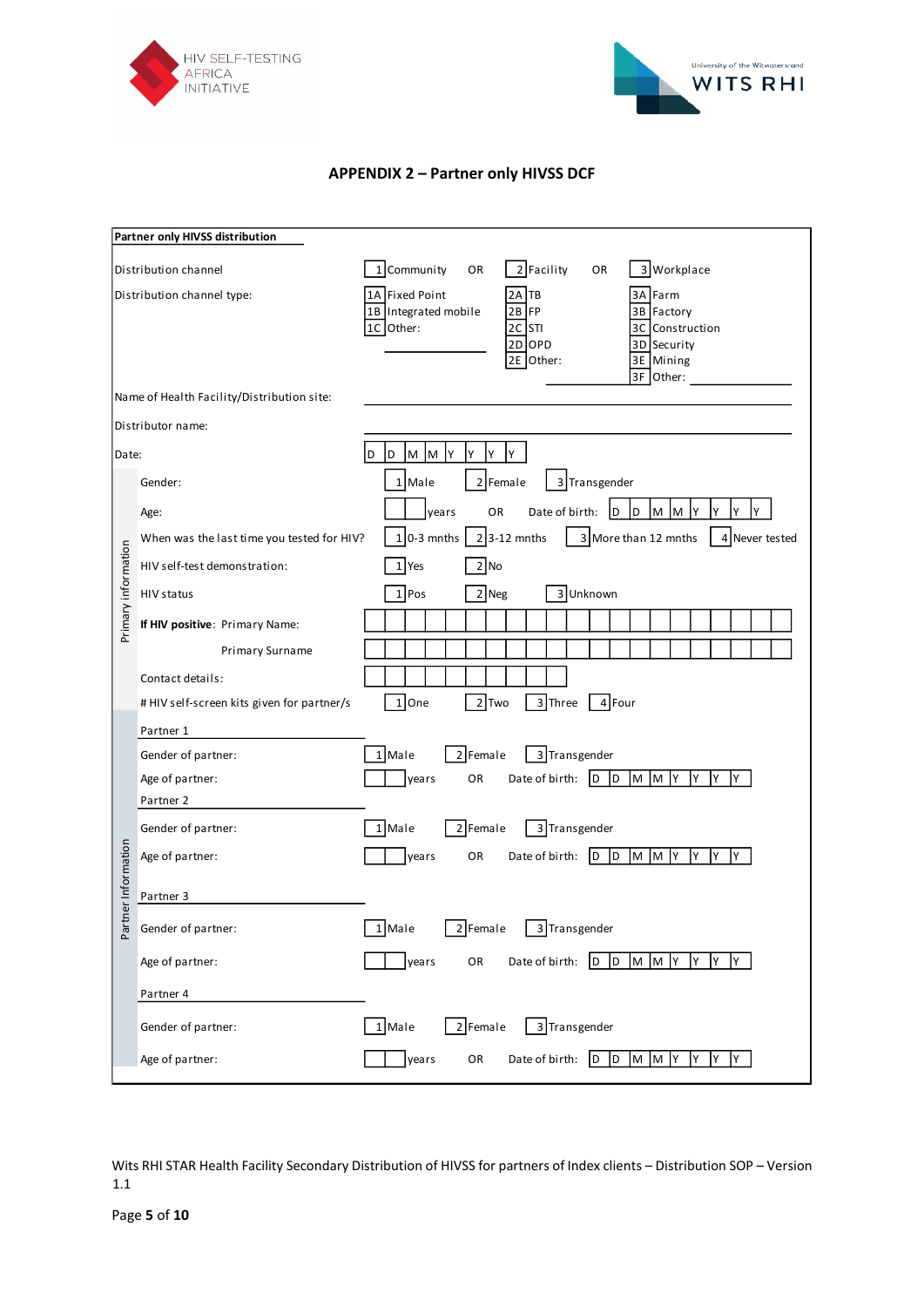HIV SELF-TESTING AFRICA INITIATIVE

University of the Witwatersrand WITS RHI

## APPENDIX 2 – Partner only HIVSS DCF

**Partner only HIVSS distribution**

| | | | | |
|---|---|---|---|---|
| Distribution channel | 1 Community OR | 2 Facility OR | 3 Workplace | |
| Distribution channel type: | 1A Fixed Point<br>1B Integrated mobile<br>1C Other: ______ | 2A TB<br>2B FP<br>2C STI<br>2D OPD<br>2E Other: ______ | 3A Farm<br>3B Factory<br>3C Construction<br>3D Security<br>3E Mining<br>3F Other: ______ | |
| Name of Health Facility/Distribution site: | ______ | | | |
| Distributor name: | ______ | | | |
| Date: | D D M M Y Y Y Y | | | |

**Primary information**

| | | | | |
|---|---|---|---|---|
| Gender: | 1 Male | 2 Female | 3 Transgender | |
| Age: | ☐☐ years OR | Date of birth: D D M M Y Y Y Y | | |
| When was the last time you tested for HIV? | 1 0-3 mnths | 2 3-12 mnths | 3 More than 12 mnths | 4 Never tested |
| HIV self-test demonstration: | 1 Yes | 2 No | | |
| HIV status | 1 Pos | 2 Neg | 3 Unknown | |
| **If HIV positive**: Primary Name: | ☐☐☐☐☐☐☐☐☐☐☐☐☐☐☐☐☐☐☐☐☐ | | | |
| Primary Surname | ☐☐☐☐☐☐☐☐☐☐☐☐☐☐☐☐☐☐☐☐☐ | | | |
| Contact details: | ☐☐☐☐☐☐☐☐☐☐ | | | |
| # HIV self-screen kits given for partner/s | 1 One | 2 Two | 3 Three | 4 Four |

**Partner Information**

| | | | |
|---|---|---|---|
| **Partner 1** | | | |
| Gender of partner: | 1 Male | 2 Female | 3 Transgender |
| Age of partner: | ☐☐ years OR | Date of birth: D D M M Y Y Y Y | |
| **Partner 2** | | | |
| Gender of partner: | 1 Male | 2 Female | 3 Transgender |
| Age of partner: | ☐☐ years OR | Date of birth: D D M M Y Y Y Y | |
| **Partner 3** | | | |
| Gender of partner: | 1 Male | 2 Female | 3 Transgender |
| Age of partner: | ☐☐ years OR | Date of birth: D D M M Y Y Y Y | |
| **Partner 4** | | | |
| Gender of partner: | 1 Male | 2 Female | 3 Transgender |
| Age of partner: | ☐☐ years OR | Date of birth: D D M M Y Y Y Y | |

Wits RHI STAR Health Facility Secondary Distribution of HIVSS for partners of Index clients – Distribution SOP – Version 1.1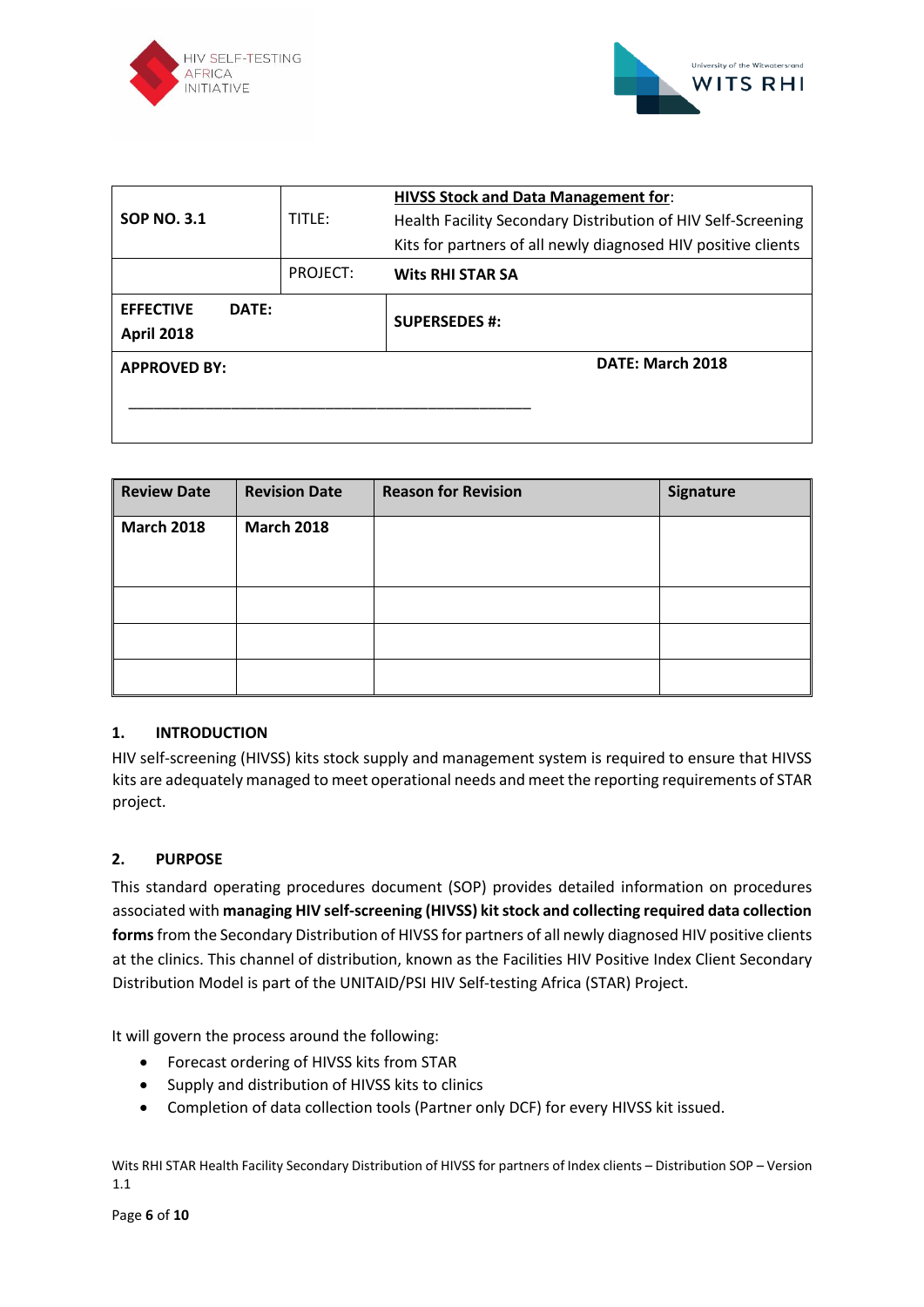| SOP NO. 3.1 | TITLE: | **HIVSS Stock and Data Management for**: Health Facility Secondary Distribution of HIV Self-Screening Kits for partners of all newly diagnosed HIV positive clients |
|---|---|---|
| | PROJECT: | **Wits RHI STAR SA** |
| **EFFECTIVE DATE: April 2018** | | **SUPERSEDES #:** |
| **APPROVED BY:** _______________________________________________ | | **DATE: March 2018** |

| Review Date | Revision Date | Reason for Revision | Signature |
|---|---|---|---|
| **March 2018** | **March 2018** | | |
| | | | |
| | | | |
| | | | |

## 1. INTRODUCTION

HIV self-screening (HIVSS) kits stock supply and management system is required to ensure that HIVSS kits are adequately managed to meet operational needs and meet the reporting requirements of STAR project.

## 2. PURPOSE

This standard operating procedures document (SOP) provides detailed information on procedures associated with **managing HIV self-screening (HIVSS) kit stock and collecting required data collection forms** from the Secondary Distribution of HIVSS for partners of all newly diagnosed HIV positive clients at the clinics. This channel of distribution, known as the Facilities HIV Positive Index Client Secondary Distribution Model is part of the UNITAID/PSI HIV Self-testing Africa (STAR) Project.

It will govern the process around the following:

- Forecast ordering of HIVSS kits from STAR
- Supply and distribution of HIVSS kits to clinics
- Completion of data collection tools (Partner only DCF) for every HIVSS kit issued.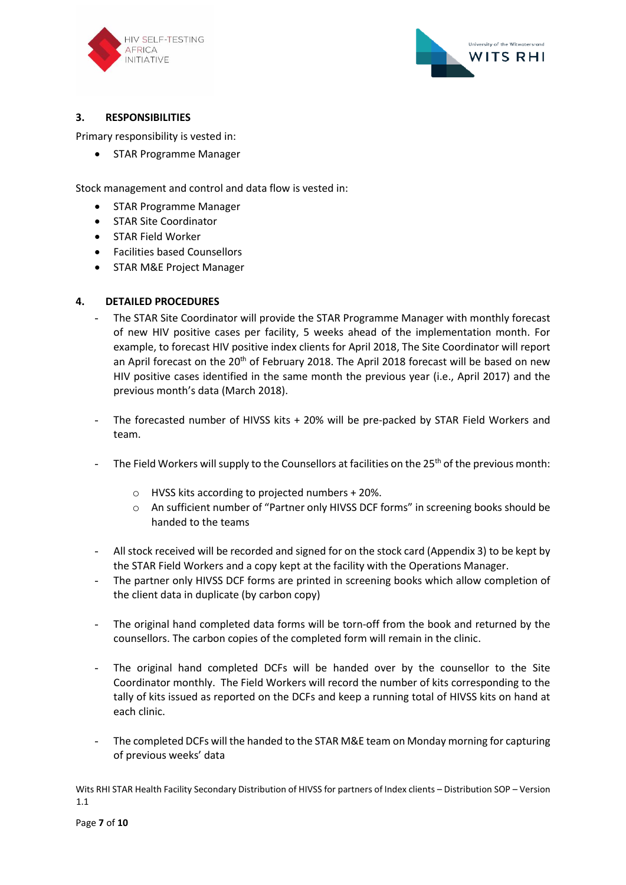## 3. RESPONSIBILITIES

Primary responsibility is vested in:

- STAR Programme Manager

Stock management and control and data flow is vested in:

- STAR Programme Manager
- STAR Site Coordinator
- STAR Field Worker
- Facilities based Counsellors
- STAR M&E Project Manager

## 4. DETAILED PROCEDURES

- The STAR Site Coordinator will provide the STAR Programme Manager with monthly forecast of new HIV positive cases per facility, 5 weeks ahead of the implementation month. For example, to forecast HIV positive index clients for April 2018, The Site Coordinator will report an April forecast on the 20th of February 2018. The April 2018 forecast will be based on new HIV positive cases identified in the same month the previous year (i.e., April 2017) and the previous month's data (March 2018).

- The forecasted number of HIVSS kits + 20% will be pre-packed by STAR Field Workers and team.

- The Field Workers will supply to the Counsellors at facilities on the 25th of the previous month:

    - HVSS kits according to projected numbers + 20%.
    - An sufficient number of "Partner only HIVSS DCF forms" in screening books should be handed to the teams

- All stock received will be recorded and signed for on the stock card (Appendix 3) to be kept by the STAR Field Workers and a copy kept at the facility with the Operations Manager.
- The partner only HIVSS DCF forms are printed in screening books which allow completion of the client data in duplicate (by carbon copy)

- The original hand completed data forms will be torn-off from the book and returned by the counsellors. The carbon copies of the completed form will remain in the clinic.

- The original hand completed DCFs will be handed over by the counsellor to the Site Coordinator monthly. The Field Workers will record the number of kits corresponding to the tally of kits issued as reported on the DCFs and keep a running total of HIVSS kits on hand at each clinic.

- The completed DCFs will the handed to the STAR M&E team on Monday morning for capturing of previous weeks' data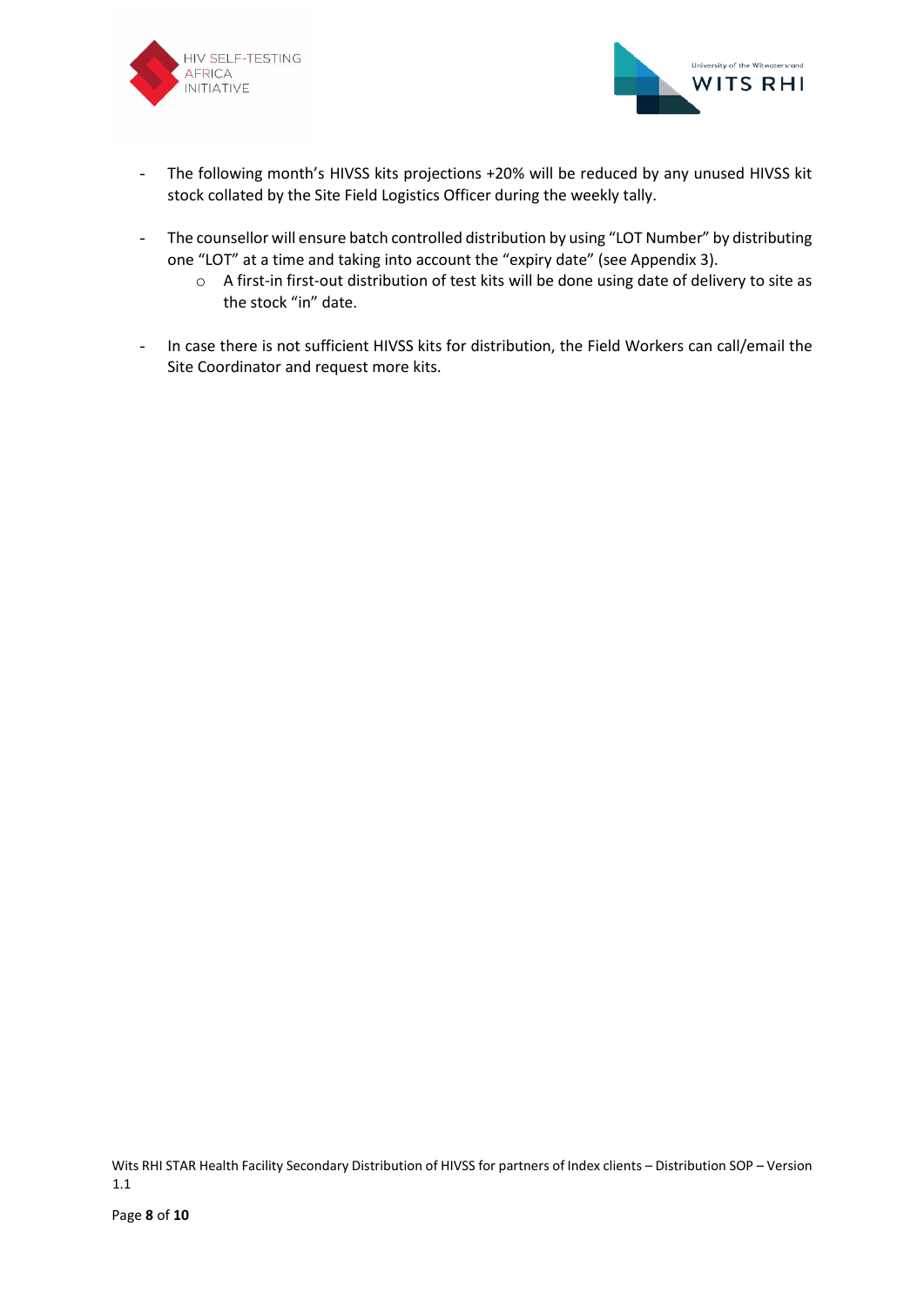- The following month's HIVSS kits projections +20% will be reduced by any unused HIVSS kit stock collated by the Site Field Logistics Officer during the weekly tally.

- The counsellor will ensure batch controlled distribution by using "LOT Number" by distributing one "LOT" at a time and taking into account the "expiry date" (see Appendix 3).
    - A first-in first-out distribution of test kits will be done using date of delivery to site as the stock "in" date.

- In case there is not sufficient HIVSS kits for distribution, the Field Workers can call/email the Site Coordinator and request more kits.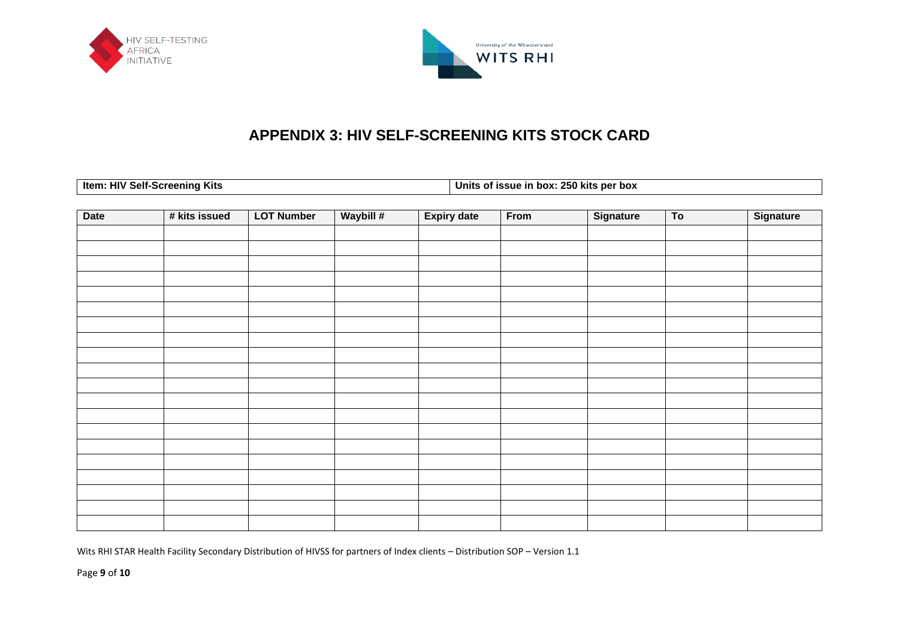# APPENDIX 3: HIV SELF-SCREENING KITS STOCK CARD

| Item: HIV Self-Screening Kits | Units of issue in box: 250 kits per box |
|---|---|

| Date | # kits issued | LOT Number | Waybill # | Expiry date | From | Signature | To | Signature |
|---|---|---|---|---|---|---|---|---|
| | | | | | | | | |
| | | | | | | | | |
| | | | | | | | | |
| | | | | | | | | |
| | | | | | | | | |
| | | | | | | | | |
| | | | | | | | | |
| | | | | | | | | |
| | | | | | | | | |
| | | | | | | | | |
| | | | | | | | | |
| | | | | | | | | |
| | | | | | | | | |
| | | | | | | | | |
| | | | | | | | | |
| | | | | | | | | |
| | | | | | | | | |
| | | | | | | | | |
| | | | | | | | | |
| | | | | | | | | |

Wits RHI STAR Health Facility Secondary Distribution of HIVSS for partners of Index clients – Distribution SOP – Version 1.1